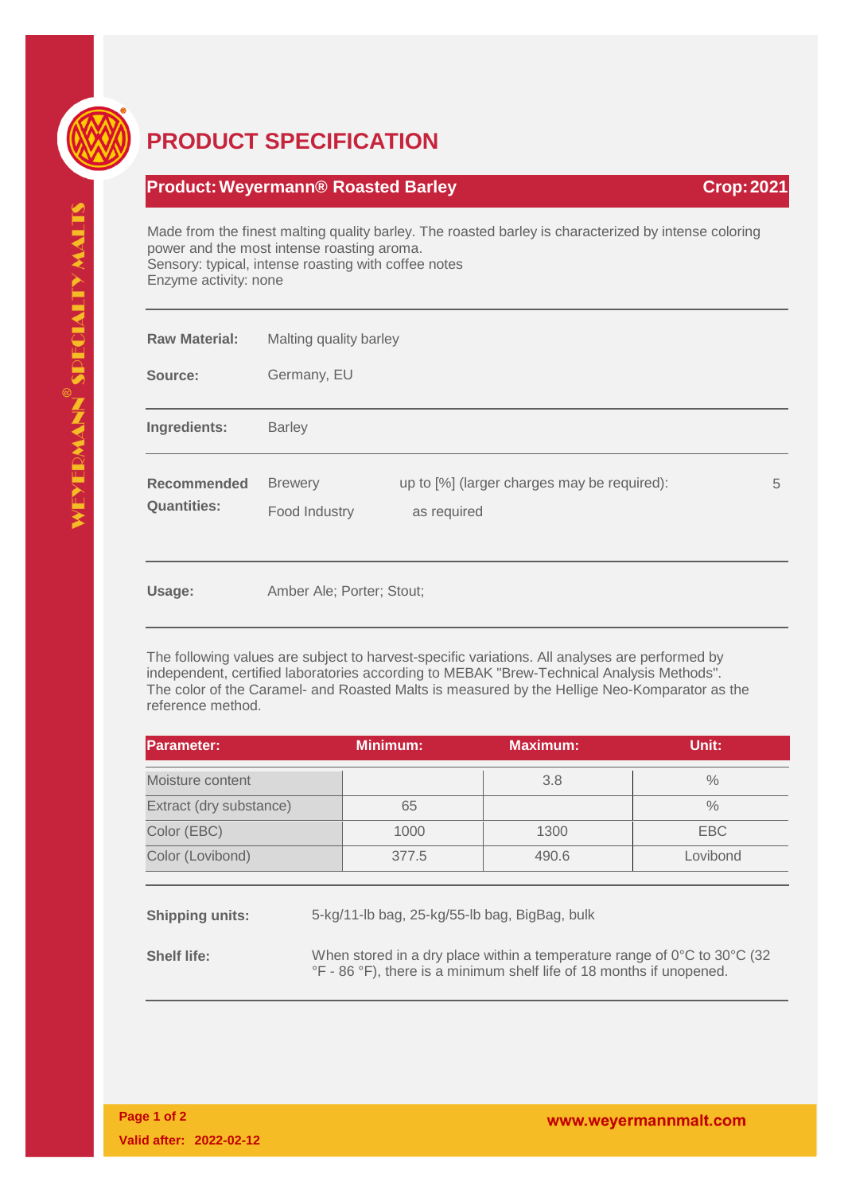# PRODUCT SPECIFICATION

**Product: Weyermann® Roasted Barley** **Crop: 2021**

Made from the finest malting quality barley. The roasted barley is characterized by intense coloring power and the most intense roasting aroma.
Sensory: typical, intense roasting with coffee notes
Enzyme activity: none

**Raw Material:** Malting quality barley

**Source:** Germany, EU

**Ingredients:** Barley

**Recommended Quantities:**

| | | |
|---|---|---|
| Brewery | up to [%] (larger charges may be required): | 5 |
| Food Industry | as required | |

**Usage:** Amber Ale; Porter; Stout;

The following values are subject to harvest-specific variations. All analyses are performed by independent, certified laboratories according to MEBAK "Brew-Technical Analysis Methods". The color of the Caramel- and Roasted Malts is measured by the Hellige Neo-Komparator as the reference method.

| Parameter: | Minimum: | Maximum: | Unit: |
|---|---|---|---|
| Moisture content | | 3.8 | % |
| Extract (dry substance) | 65 | | % |
| Color (EBC) | 1000 | 1300 | EBC |
| Color (Lovibond) | 377.5 | 490.6 | Lovibond |

**Shipping units:** 5-kg/11-lb bag, 25-kg/55-lb bag, BigBag, bulk

**Shelf life:** When stored in a dry place within a temperature range of 0°C to 30°C (32 °F - 86 °F), there is a minimum shelf life of 18 months if unopened.

**Valid after: 2022-02-12**

**www.weyermannmalt.com**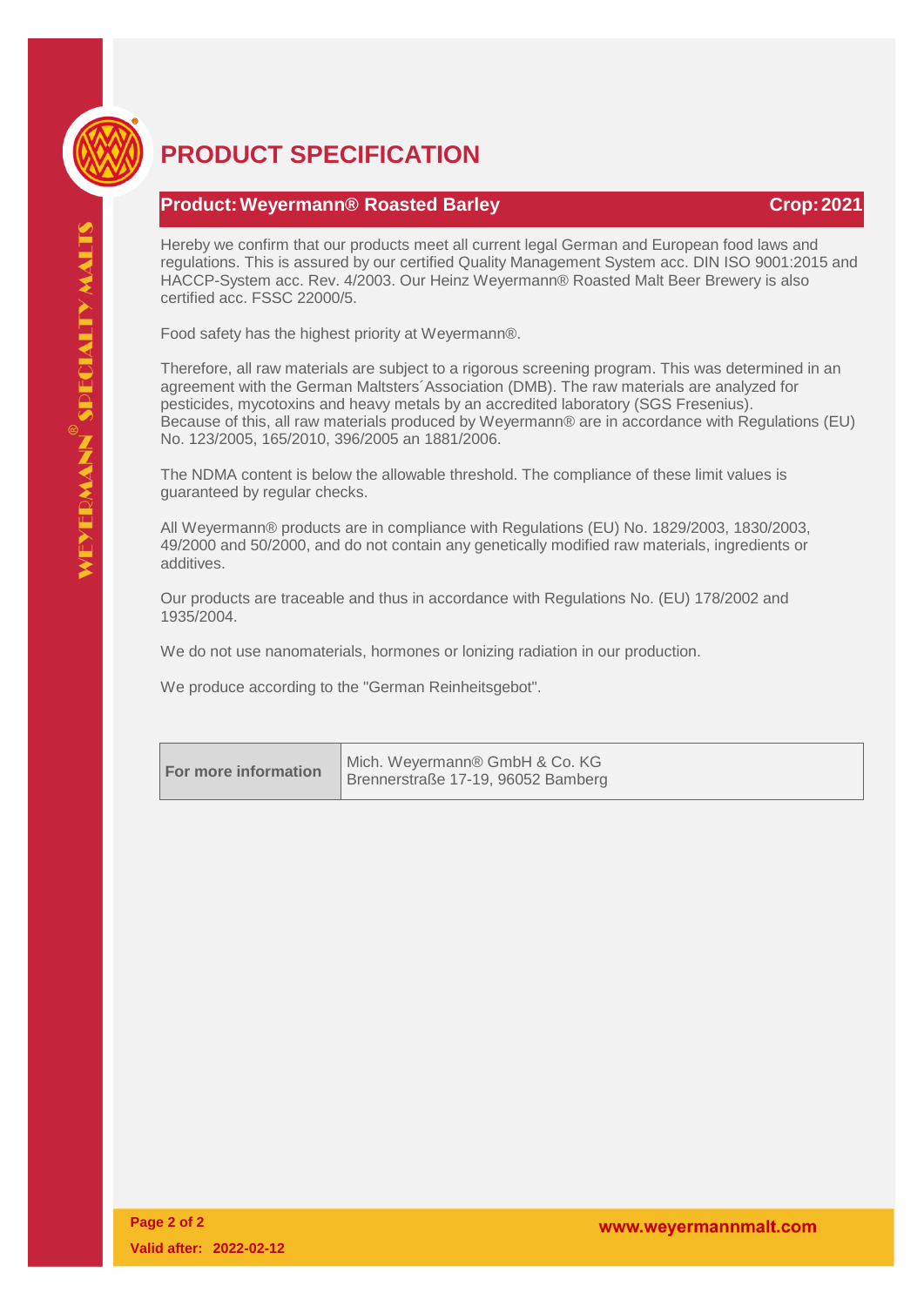# PRODUCT SPECIFICATION

**Product: Weyermann® Roasted Barley** **Crop: 2021**

Hereby we confirm that our products meet all current legal German and European food laws and regulations. This is assured by our certified Quality Management System acc. DIN ISO 9001:2015 and HACCP-System acc. Rev. 4/2003. Our Heinz Weyermann® Roasted Malt Beer Brewery is also certified acc. FSSC 22000/5.

Food safety has the highest priority at Weyermann®.

Therefore, all raw materials are subject to a rigorous screening program. This was determined in an agreement with the German Maltsters´Association (DMB). The raw materials are analyzed for pesticides, mycotoxins and heavy metals by an accredited laboratory (SGS Fresenius). Because of this, all raw materials produced by Weyermann® are in accordance with Regulations (EU) No. 123/2005, 165/2010, 396/2005 an 1881/2006.

The NDMA content is below the allowable threshold. The compliance of these limit values is guaranteed by regular checks.

All Weyermann® products are in compliance with Regulations (EU) No. 1829/2003, 1830/2003, 49/2000 and 50/2000, and do not contain any genetically modified raw materials, ingredients or additives.

Our products are traceable and thus in accordance with Regulations No. (EU) 178/2002 and 1935/2004.

We do not use nanomaterials, hormones or Ionizing radiation in our production.

We produce according to the "German Reinheitsgebot".

| | |
|---|---|
| **For more information** | Mich. Weyermann® GmbH & Co. KG<br>Brennerstraße 17-19, 96052 Bamberg |

**Valid after: 2022-02-12**

www.weyermannmalt.com